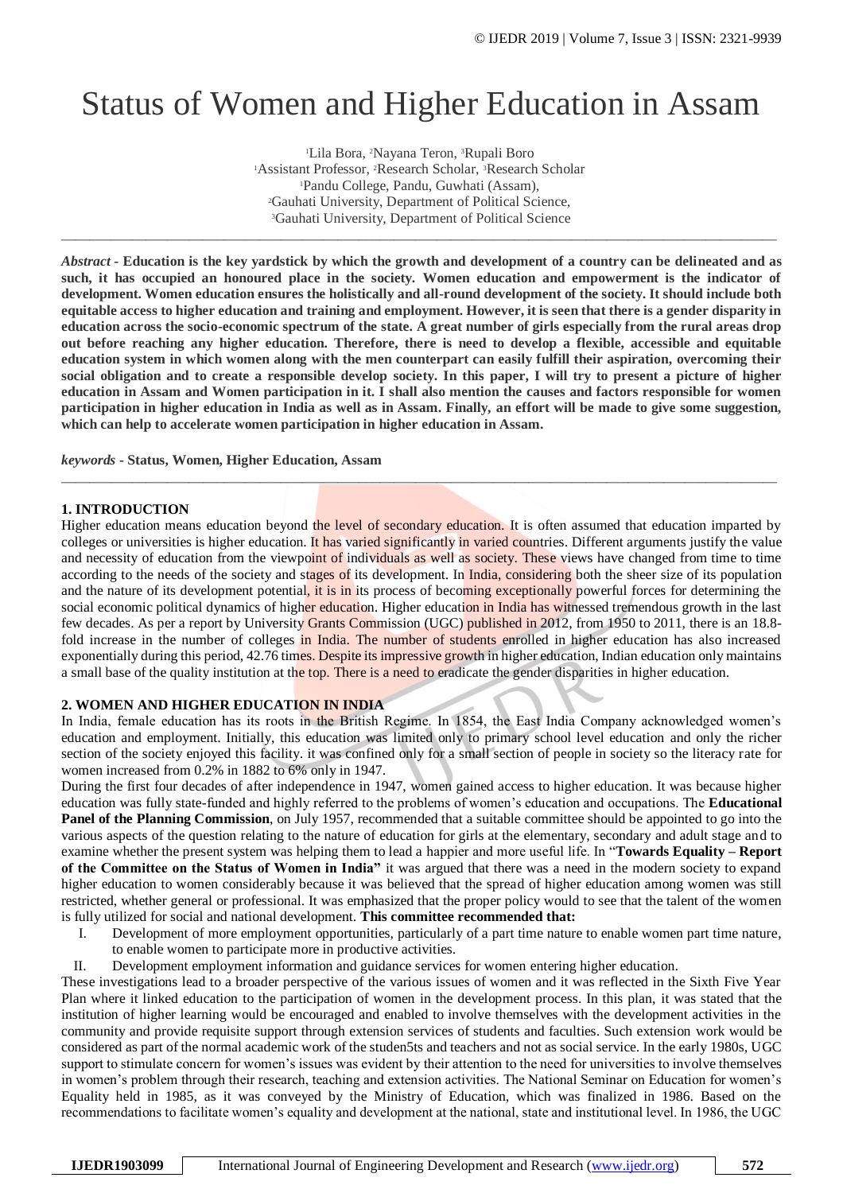# Status of Women and Higher Education in Assam

[1]Lila Bora, [2]Nayana Teron, [3]Rupali Boro
[1]Assistant Professor, [2]Research Scholar, [3]Research Scholar
[1]Pandu College, Pandu, Guwhati (Assam),
[2]Gauhati University, Department of Political Science,
[3]Gauhati University, Department of Political Science

---

***Abstract* - Education is the key yardstick by which the growth and development of a country can be delineated and as such, it has occupied an honoured place in the society. Women education and empowerment is the indicator of development. Women education ensures the holistically and all-round development of the society. It should include both equitable access to higher education and training and employment. However, it is seen that there is a gender disparity in education across the socio-economic spectrum of the state. A great number of girls especially from the rural areas drop out before reaching any higher education. Therefore, there is need to develop a flexible, accessible and equitable education system in which women along with the men counterpart can easily fulfill their aspiration, overcoming their social obligation and to create a responsible develop society. In this paper, I will try to present a picture of higher education in Assam and Women participation in it. I shall also mention the causes and factors responsible for women participation in higher education in India as well as in Assam. Finally, an effort will be made to give some suggestion, which can help to accelerate women participation in higher education in Assam.**

***keywords* - Status, Women, Higher Education, Assam**

---

## 1. INTRODUCTION

Higher education means education beyond the level of secondary education. It is often assumed that education imparted by colleges or universities is higher education. It has varied significantly in varied countries. Different arguments justify the value and necessity of education from the viewpoint of individuals as well as society. These views have changed from time to time according to the needs of the society and stages of its development. In India, considering both the sheer size of its population and the nature of its development potential, it is in its process of becoming exceptionally powerful forces for determining the social economic political dynamics of higher education. Higher education in India has witnessed tremendous growth in the last few decades. As per a report by University Grants Commission (UGC) published in 2012, from 1950 to 2011, there is an 18.8-fold increase in the number of colleges in India. The number of students enrolled in higher education has also increased exponentially during this period, 42.76 times. Despite its impressive growth in higher education, Indian education only maintains a small base of the quality institution at the top. There is a need to eradicate the gender disparities in higher education.

## 2. WOMEN AND HIGHER EDUCATION IN INDIA

In India, female education has its roots in the British Regime. In 1854, the East India Company acknowledged women's education and employment. Initially, this education was limited only to primary school level education and only the richer section of the society enjoyed this facility. it was confined only for a small section of people in society so the literacy rate for women increased from 0.2% in 1882 to 6% only in 1947.

During the first four decades of after independence in 1947, women gained access to higher education. It was because higher education was fully state-funded and highly referred to the problems of women's education and occupations. The **Educational Panel of the Planning Commission**, on July 1957, recommended that a suitable committee should be appointed to go into the various aspects of the question relating to the nature of education for girls at the elementary, secondary and adult stage and to examine whether the present system was helping them to lead a happier and more useful life. In "**Towards Equality – Report of the Committee on the Status of Women in India"** it was argued that there was a need in the modern society to expand higher education to women considerably because it was believed that the spread of higher education among women was still restricted, whether general or professional. It was emphasized that the proper policy would to see that the talent of the women is fully utilized for social and national development. **This committee recommended that:**

I. Development of more employment opportunities, particularly of a part time nature to enable women part time nature, to enable women to participate more in productive activities.
II. Development employment information and guidance services for women entering higher education.

These investigations lead to a broader perspective of the various issues of women and it was reflected in the Sixth Five Year Plan where it linked education to the participation of women in the development process. In this plan, it was stated that the institution of higher learning would be encouraged and enabled to involve themselves with the development activities in the community and provide requisite support through extension services of students and faculties. Such extension work would be considered as part of the normal academic work of the studen5ts and teachers and not as social service. In the early 1980s, UGC support to stimulate concern for women's issues was evident by their attention to the need for universities to involve themselves in women's problem through their research, teaching and extension activities. The National Seminar on Education for women's Equality held in 1985, as it was conveyed by the Ministry of Education, which was finalized in 1986. Based on the recommendations to facilitate women's equality and development at the national, state and institutional level. In 1986, the UGC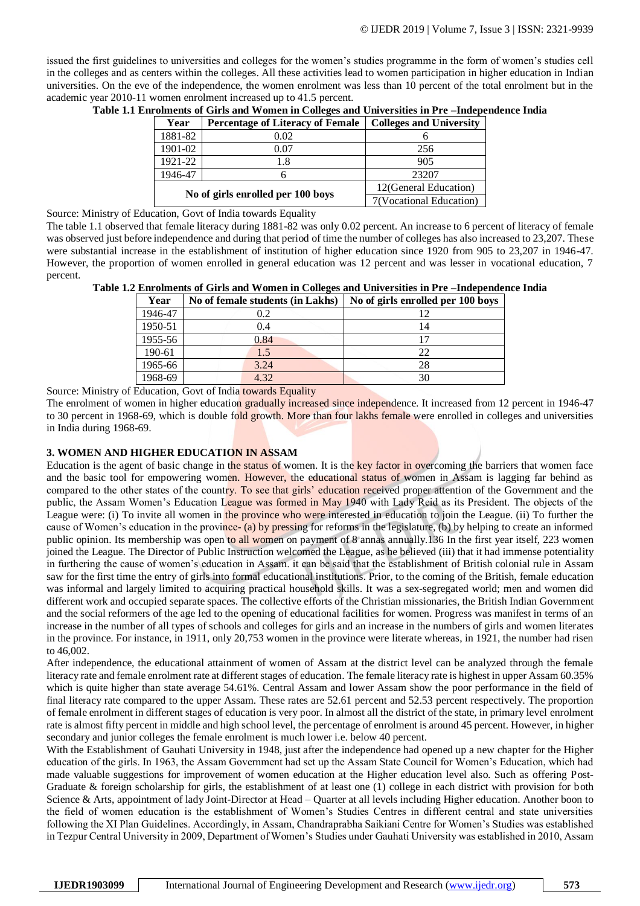issued the first guidelines to universities and colleges for the women's studies programme in the form of women's studies cell in the colleges and as centers within the colleges. All these activities lead to women participation in higher education in Indian universities. On the eve of the independence, the women enrolment was less than 10 percent of the total enrolment but in the academic year 2010-11 women enrolment increased up to 41.5 percent.

**Table 1.1 Enrolments of Girls and Women in Colleges and Universities in Pre –Independence India**

| Year | Percentage of Literacy of Female | Colleges and University |
|---|---|---|
| 1881-82 | 0.02 | 6 |
| 1901-02 | 0.07 | 256 |
| 1921-22 | 1.8 | 905 |
| 1946-47 | 6 | 23207 |
| No of girls enrolled per 100 boys | | 12(General Education) |
| | | 7(Vocational Education) |

Source: Ministry of Education, Govt of India towards Equality

The table 1.1 observed that female literacy during 1881-82 was only 0.02 percent. An increase to 6 percent of literacy of female was observed just before independence and during that period of time the number of colleges has also increased to 23,207. These were substantial increase in the establishment of institution of higher education since 1920 from 905 to 23,207 in 1946-47. However, the proportion of women enrolled in general education was 12 percent and was lesser in vocational education, 7 percent.

**Table 1.2 Enrolments of Girls and Women in Colleges and Universities in Pre –Independence India**

| Year | No of female students (in Lakhs) | No of girls enrolled per 100 boys |
|---|---|---|
| 1946-47 | 0.2 | 12 |
| 1950-51 | 0.4 | 14 |
| 1955-56 | 0.84 | 17 |
| 190-61 | 1.5 | 22 |
| 1965-66 | 3.24 | 28 |
| 1968-69 | 4.32 | 30 |

Source: Ministry of Education, Govt of India towards Equality

The enrolment of women in higher education gradually increased since independence. It increased from 12 percent in 1946-47 to 30 percent in 1968-69, which is double fold growth. More than four lakhs female were enrolled in colleges and universities in India during 1968-69.

## 3. WOMEN AND HIGHER EDUCATION IN ASSAM

Education is the agent of basic change in the status of women. It is the key factor in overcoming the barriers that women face and the basic tool for empowering women. However, the educational status of women in Assam is lagging far behind as compared to the other states of the country. To see that girls' education received proper attention of the Government and the public, the Assam Women's Education League was formed in May 1940 with Lady Reid as its President. The objects of the League were: (i) To invite all women in the province who were interested in education to join the League. (ii) To further the cause of Women's education in the province- (a) by pressing for reforms in the legislature, (b) by helping to create an informed public opinion. Its membership was open to all women on payment of 8 annas annually.136 In the first year itself, 223 women joined the League. The Director of Public Instruction welcomed the League, as he believed (iii) that it had immense potentiality in furthering the cause of women's education in Assam. it can be said that the establishment of British colonial rule in Assam saw for the first time the entry of girls into formal educational institutions. Prior, to the coming of the British, female education was informal and largely limited to acquiring practical household skills. It was a sex-segregated world; men and women did different work and occupied separate spaces. The collective efforts of the Christian missionaries, the British Indian Government and the social reformers of the age led to the opening of educational facilities for women. Progress was manifest in terms of an increase in the number of all types of schools and colleges for girls and an increase in the numbers of girls and women literates in the province. For instance, in 1911, only 20,753 women in the province were literate whereas, in 1921, the number had risen to 46,002.

After independence, the educational attainment of women of Assam at the district level can be analyzed through the female literacy rate and female enrolment rate at different stages of education. The female literacy rate is highest in upper Assam 60.35% which is quite higher than state average 54.61%. Central Assam and lower Assam show the poor performance in the field of final literacy rate compared to the upper Assam. These rates are 52.61 percent and 52.53 percent respectively. The proportion of female enrolment in different stages of education is very poor. In almost all the district of the state, in primary level enrolment rate is almost fifty percent in middle and high school level, the percentage of enrolment is around 45 percent. However, in higher secondary and junior colleges the female enrolment is much lower i.e. below 40 percent.

With the Establishment of Gauhati University in 1948, just after the independence had opened up a new chapter for the Higher education of the girls. In 1963, the Assam Government had set up the Assam State Council for Women's Education, which had made valuable suggestions for improvement of women education at the Higher education level also. Such as offering Post-Graduate & foreign scholarship for girls, the establishment of at least one (1) college in each district with provision for both Science & Arts, appointment of lady Joint-Director at Head – Quarter at all levels including Higher education. Another boon to the field of women education is the establishment of Women's Studies Centres in different central and state universities following the XI Plan Guidelines. Accordingly, in Assam, Chandraprabha Saikiani Centre for Women's Studies was established in Tezpur Central University in 2009, Department of Women's Studies under Gauhati University was established in 2010, Assam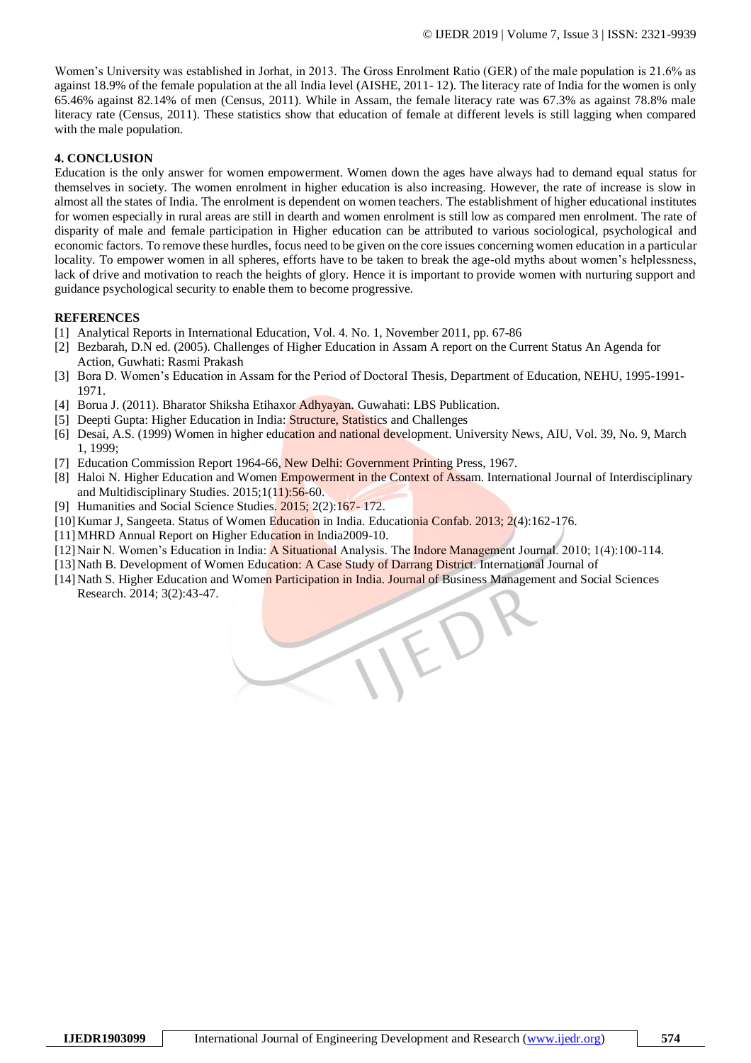Women's University was established in Jorhat, in 2013. The Gross Enrolment Ratio (GER) of the male population is 21.6% as against 18.9% of the female population at the all India level (AISHE, 2011- 12). The literacy rate of India for the women is only 65.46% against 82.14% of men (Census, 2011). While in Assam, the female literacy rate was 67.3% as against 78.8% male literacy rate (Census, 2011). These statistics show that education of female at different levels is still lagging when compared with the male population.

## 4. CONCLUSION

Education is the only answer for women empowerment. Women down the ages have always had to demand equal status for themselves in society. The women enrolment in higher education is also increasing. However, the rate of increase is slow in almost all the states of India. The enrolment is dependent on women teachers. The establishment of higher educational institutes for women especially in rural areas are still in dearth and women enrolment is still low as compared men enrolment. The rate of disparity of male and female participation in Higher education can be attributed to various sociological, psychological and economic factors. To remove these hurdles, focus need to be given on the core issues concerning women education in a particular locality. To empower women in all spheres, efforts have to be taken to break the age-old myths about women's helplessness, lack of drive and motivation to reach the heights of glory. Hence it is important to provide women with nurturing support and guidance psychological security to enable them to become progressive.

## REFERENCES

[1] Analytical Reports in International Education, Vol. 4. No. 1, November 2011, pp. 67-86

[2] Bezbarah, D.N ed. (2005). Challenges of Higher Education in Assam A report on the Current Status An Agenda for Action, Guwahati: Rasmi Prakash

[3] Bora D. Women's Education in Assam for the Period of Doctoral Thesis, Department of Education, NEHU, 1995-1991-1971.

[4] Borua J. (2011). Bharator Shiksha Etihaxor Adhyayan. Guwahati: LBS Publication.

[5] Deepti Gupta: Higher Education in India: Structure, Statistics and Challenges

[6] Desai, A.S. (1999) Women in higher education and national development. University News, AIU, Vol. 39, No. 9, March 1, 1999;

[7] Education Commission Report 1964-66, New Delhi: Government Printing Press, 1967.

[8] Haloi N. Higher Education and Women Empowerment in the Context of Assam. International Journal of Interdisciplinary and Multidisciplinary Studies. 2015;1(11):56-60.

[9] Humanities and Social Science Studies. 2015; 2(2):167- 172.

[10] Kumar J, Sangeeta. Status of Women Education in India. Educationia Confab. 2013; 2(4):162-176.

[11] MHRD Annual Report on Higher Education in India2009-10.

[12] Nair N. Women's Education in India: A Situational Analysis. The Indore Management Journal. 2010; 1(4):100-114.

[13] Nath B. Development of Women Education: A Case Study of Darrang District. International Journal of

[14] Nath S. Higher Education and Women Participation in India. Journal of Business Management and Social Sciences Research. 2014; 3(2):43-47.